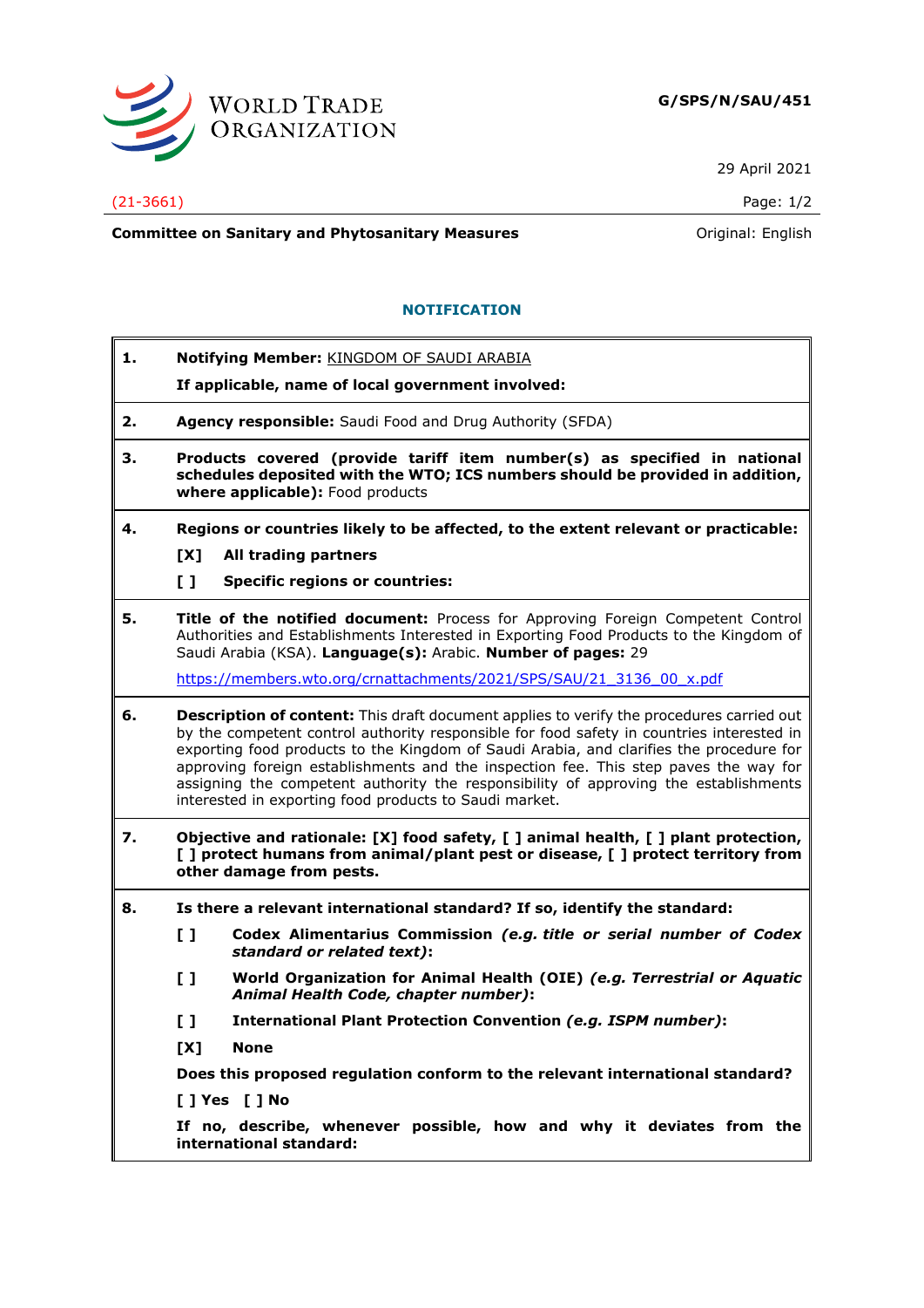WORLD TRADE ORGANIZATION

**G/SPS/N/SAU/451**

29 April 2021

(21-3661)

**Committee on Sanitary and Phytosanitary Measures**

Original: English

## NOTIFICATION

**1. Notifying Member:** KINGDOM OF SAUDI ARABIA

**If applicable, name of local government involved:**

**2. Agency responsible:** Saudi Food and Drug Authority (SFDA)

**3. Products covered (provide tariff item number(s) as specified in national schedules deposited with the WTO; ICS numbers should be provided in addition, where applicable):** Food products

**4. Regions or countries likely to be affected, to the extent relevant or practicable:**

**[X] All trading partners**

**[ ] Specific regions or countries:**

**5. Title of the notified document:** Process for Approving Foreign Competent Control Authorities and Establishments Interested in Exporting Food Products to the Kingdom of Saudi Arabia (KSA). **Language(s):** Arabic. **Number of pages:** 29

https://members.wto.org/crnattachments/2021/SPS/SAU/21_3136_00_x.pdf

**6. Description of content:** This draft document applies to verify the procedures carried out by the competent control authority responsible for food safety in countries interested in exporting food products to the Kingdom of Saudi Arabia, and clarifies the procedure for approving foreign establishments and the inspection fee. This step paves the way for assigning the competent authority the responsibility of approving the establishments interested in exporting food products to Saudi market.

**7. Objective and rationale: [X] food safety, [ ] animal health, [ ] plant protection, [ ] protect humans from animal/plant pest or disease, [ ] protect territory from other damage from pests.**

**8. Is there a relevant international standard? If so, identify the standard:**

**[ ] Codex Alimentarius Commission** ***(e.g. title or serial number of Codex standard or related text)*****:**

**[ ] World Organization for Animal Health (OIE)** ***(e.g. Terrestrial or Aquatic Animal Health Code, chapter number)*****:**

**[ ] International Plant Protection Convention** ***(e.g. ISPM number)*****:**

**[X] None**

**Does this proposed regulation conform to the relevant international standard?**

**[ ] Yes [ ] No**

**If no, describe, whenever possible, how and why it deviates from the international standard:**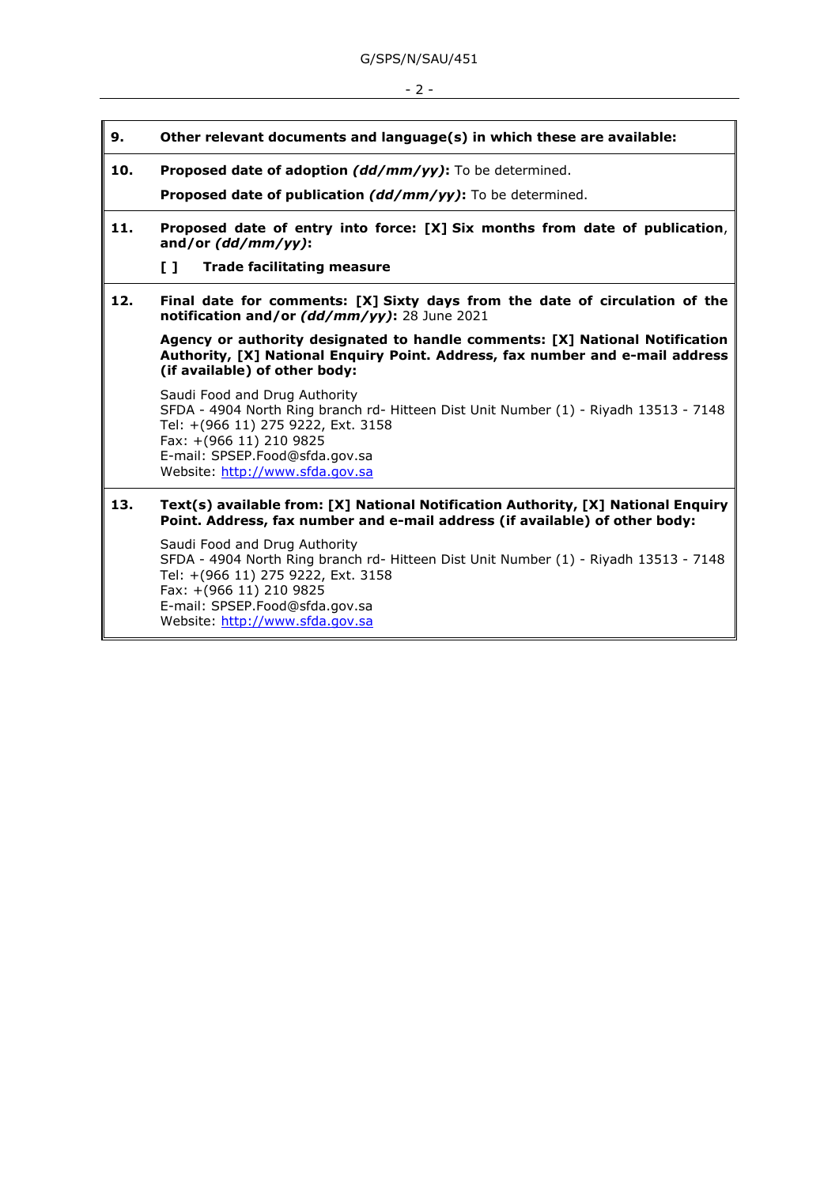**9. Other relevant documents and language(s) in which these are available:**

**10. Proposed date of adoption *(dd/mm/yy)*:** To be determined.

**Proposed date of publication *(dd/mm/yy)*:** To be determined.

**11. Proposed date of entry into force: [X] Six months from date of publication**, **and/or *(dd/mm/yy)*:**

**[ ] Trade facilitating measure**

**12. Final date for comments: [X] Sixty days from the date of circulation of the notification and/or *(dd/mm/yy)*:** 28 June 2021

**Agency or authority designated to handle comments: [X] National Notification Authority, [X] National Enquiry Point. Address, fax number and e-mail address (if available) of other body:**

Saudi Food and Drug Authority
SFDA - 4904 North Ring branch rd- Hitteen Dist Unit Number (1) - Riyadh 13513 - 7148
Tel: +(966 11) 275 9222, Ext. 3158
Fax: +(966 11) 210 9825
E-mail: SPSEP.Food@sfda.gov.sa
Website: http://www.sfda.gov.sa

**13. Text(s) available from: [X] National Notification Authority, [X] National Enquiry Point. Address, fax number and e-mail address (if available) of other body:**

Saudi Food and Drug Authority
SFDA - 4904 North Ring branch rd- Hitteen Dist Unit Number (1) - Riyadh 13513 - 7148
Tel: +(966 11) 275 9222, Ext. 3158
Fax: +(966 11) 210 9825
E-mail: SPSEP.Food@sfda.gov.sa
Website: http://www.sfda.gov.sa